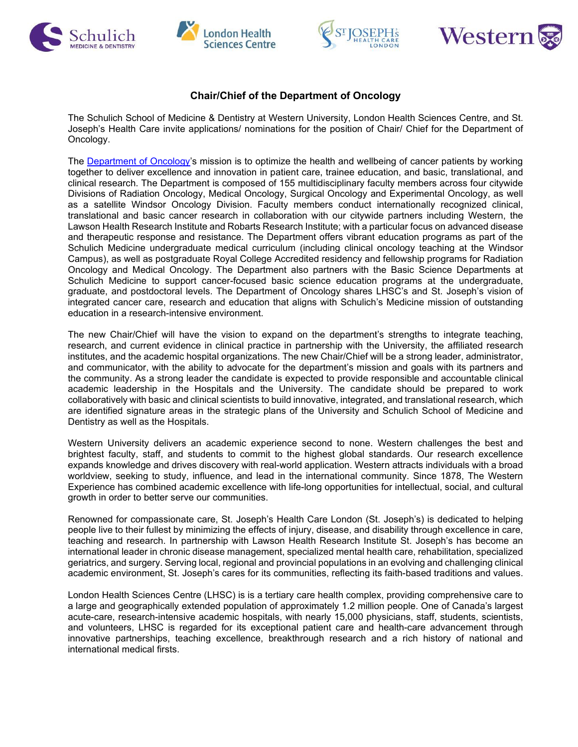# Chair/Chief of the Department of Oncology

The Schulich School of Medicine & Dentistry at Western University, London Health Sciences Centre, and St. Joseph's Health Care invite applications/ nominations for the position of Chair/ Chief for the Department of Oncology.

The Department of Oncology's mission is to optimize the health and wellbeing of cancer patients by working together to deliver excellence and innovation in patient care, trainee education, and basic, translational, and clinical research. The Department is composed of 155 multidisciplinary faculty members across four citywide Divisions of Radiation Oncology, Medical Oncology, Surgical Oncology and Experimental Oncology, as well as a satellite Windsor Oncology Division. Faculty members conduct internationally recognized clinical, translational and basic cancer research in collaboration with our citywide partners including Western, the Lawson Health Research Institute and Robarts Research Institute; with a particular focus on advanced disease and therapeutic response and resistance. The Department offers vibrant education programs as part of the Schulich Medicine undergraduate medical curriculum (including clinical oncology teaching at the Windsor Campus), as well as postgraduate Royal College Accredited residency and fellowship programs for Radiation Oncology and Medical Oncology. The Department also partners with the Basic Science Departments at Schulich Medicine to support cancer-focused basic science education programs at the undergraduate, graduate, and postdoctoral levels. The Department of Oncology shares LHSC's and St. Joseph's vision of integrated cancer care, research and education that aligns with Schulich's Medicine mission of outstanding education in a research-intensive environment.

The new Chair/Chief will have the vision to expand on the department's strengths to integrate teaching, research, and current evidence in clinical practice in partnership with the University, the affiliated research institutes, and the academic hospital organizations. The new Chair/Chief will be a strong leader, administrator, and communicator, with the ability to advocate for the department's mission and goals with its partners and the community. As a strong leader the candidate is expected to provide responsible and accountable clinical academic leadership in the Hospitals and the University. The candidate should be prepared to work collaboratively with basic and clinical scientists to build innovative, integrated, and translational research, which are identified signature areas in the strategic plans of the University and Schulich School of Medicine and Dentistry as well as the Hospitals.

Western University delivers an academic experience second to none. Western challenges the best and brightest faculty, staff, and students to commit to the highest global standards. Our research excellence expands knowledge and drives discovery with real-world application. Western attracts individuals with a broad worldview, seeking to study, influence, and lead in the international community. Since 1878, The Western Experience has combined academic excellence with life-long opportunities for intellectual, social, and cultural growth in order to better serve our communities.

Renowned for compassionate care, St. Joseph's Health Care London (St. Joseph's) is dedicated to helping people live to their fullest by minimizing the effects of injury, disease, and disability through excellence in care, teaching and research. In partnership with Lawson Health Research Institute St. Joseph's has become an international leader in chronic disease management, specialized mental health care, rehabilitation, specialized geriatrics, and surgery. Serving local, regional and provincial populations in an evolving and challenging clinical academic environment, St. Joseph's cares for its communities, reflecting its faith-based traditions and values.

London Health Sciences Centre (LHSC) is is a tertiary care health complex, providing comprehensive care to a large and geographically extended population of approximately 1.2 million people. One of Canada's largest acute-care, research-intensive academic hospitals, with nearly 15,000 physicians, staff, students, scientists, and volunteers, LHSC is regarded for its exceptional patient care and health-care advancement through innovative partnerships, teaching excellence, breakthrough research and a rich history of national and international medical firsts.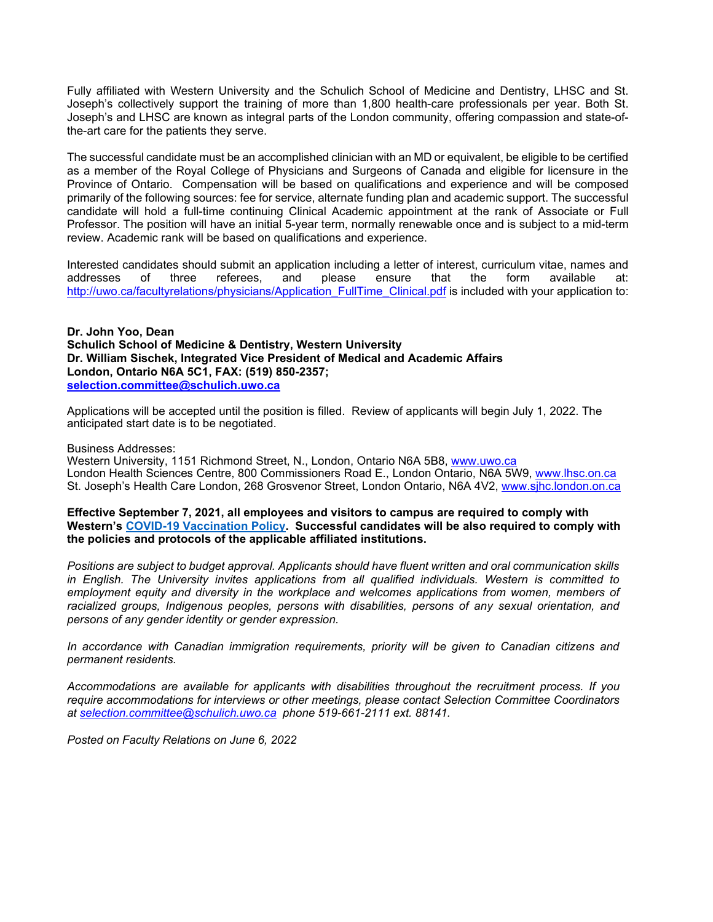Fully affiliated with Western University and the Schulich School of Medicine and Dentistry, LHSC and St. Joseph's collectively support the training of more than 1,800 health-care professionals per year. Both St. Joseph's and LHSC are known as integral parts of the London community, offering compassion and state-of-the-art care for the patients they serve.

The successful candidate must be an accomplished clinician with an MD or equivalent, be eligible to be certified as a member of the Royal College of Physicians and Surgeons of Canada and eligible for licensure in the Province of Ontario. Compensation will be based on qualifications and experience and will be composed primarily of the following sources: fee for service, alternate funding plan and academic support. The successful candidate will hold a full-time continuing Clinical Academic appointment at the rank of Associate or Full Professor. The position will have an initial 5-year term, normally renewable once and is subject to a mid-term review. Academic rank will be based on qualifications and experience.

Interested candidates should submit an application including a letter of interest, curriculum vitae, names and addresses of three referees, and please ensure that the form available at: [http://uwo.ca/facultyrelations/physicians/Application_FullTime_Clinical.pdf](http://uwo.ca/facultyrelations/physicians/Application_FullTime_Clinical.pdf) is included with your application to:

**Dr. John Yoo, Dean**
**Schulich School of Medicine & Dentistry, Western University**
**Dr. William Sischek, Integrated Vice President of Medical and Academic Affairs**
**London, Ontario N6A 5C1, FAX: (519) 850-2357;**
**[selection.committee@schulich.uwo.ca](mailto:selection.committee@schulich.uwo.ca)**

Applications will be accepted until the position is filled. Review of applicants will begin July 1, 2022. The anticipated start date is to be negotiated.

Business Addresses:
Western University, 1151 Richmond Street, N., London, Ontario N6A 5B8, [www.uwo.ca](http://www.uwo.ca)
London Health Sciences Centre, 800 Commissioners Road E., London Ontario, N6A 5W9, [www.lhsc.on.ca](http://www.lhsc.on.ca)
St. Joseph's Health Care London, 268 Grosvenor Street, London Ontario, N6A 4V2, [www.sjhc.london.on.ca](http://www.sjhc.london.on.ca)

**Effective September 7, 2021, all employees and visitors to campus are required to comply with Western's [COVID-19 Vaccination Policy](#). Successful candidates will be also required to comply with the policies and protocols of the applicable affiliated institutions.**

*Positions are subject to budget approval. Applicants should have fluent written and oral communication skills in English. The University invites applications from all qualified individuals. Western is committed to employment equity and diversity in the workplace and welcomes applications from women, members of racialized groups, Indigenous peoples, persons with disabilities, persons of any sexual orientation, and persons of any gender identity or gender expression.*

*In accordance with Canadian immigration requirements, priority will be given to Canadian citizens and permanent residents.*

*Accommodations are available for applicants with disabilities throughout the recruitment process. If you require accommodations for interviews or other meetings, please contact Selection Committee Coordinators at [selection.committee@schulich.uwo.ca](mailto:selection.committee@schulich.uwo.ca) phone 519-661-2111 ext. 88141.*

*Posted on Faculty Relations on June 6, 2022*